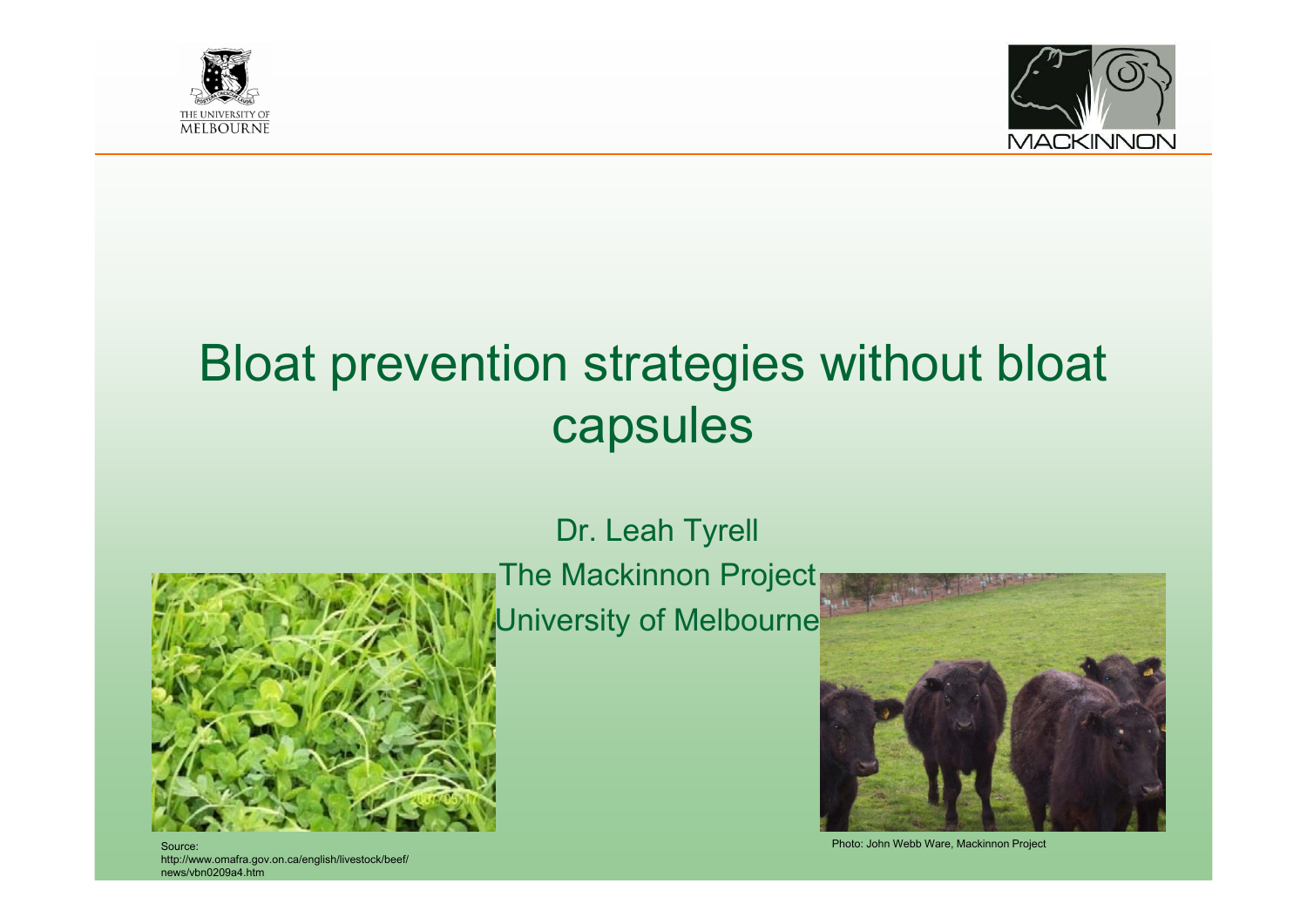# Bloat prevention strategies without bloat capsules

Dr. Leah Tyrell

The Mackinnon Project

University of Melbourne

Source: http://www.omafra.gov.on.ca/english/livestock/beef/news/vbn0209a4.htm

Photo: John Webb Ware, Mackinnon Project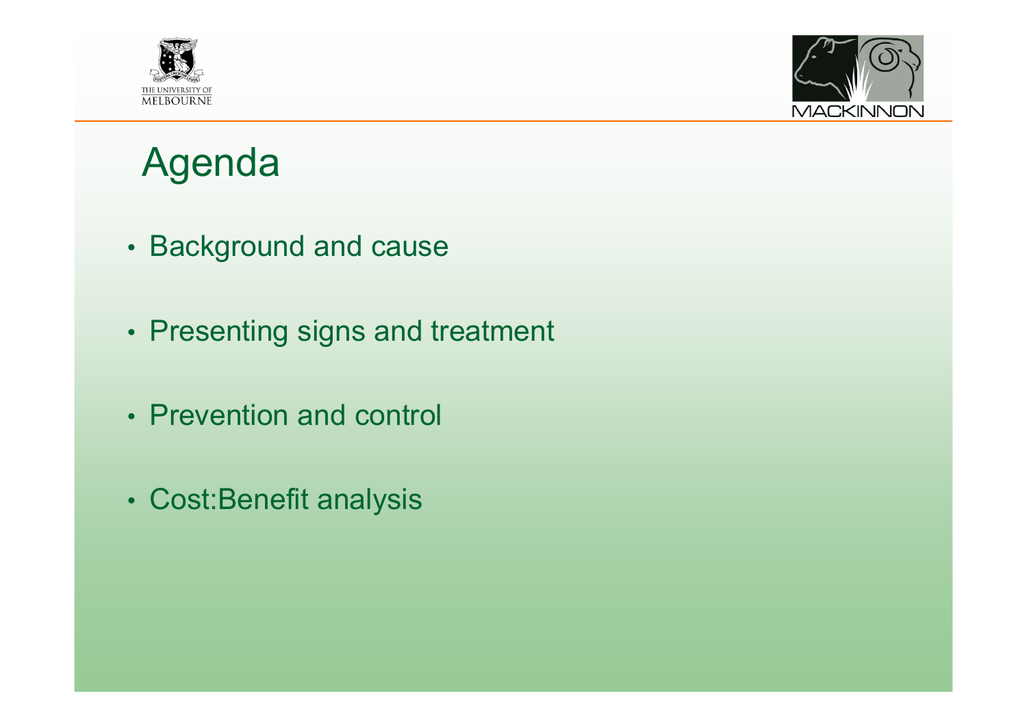# Agenda

- Background and cause
- Presenting signs and treatment
- Prevention and control
- Cost:Benefit analysis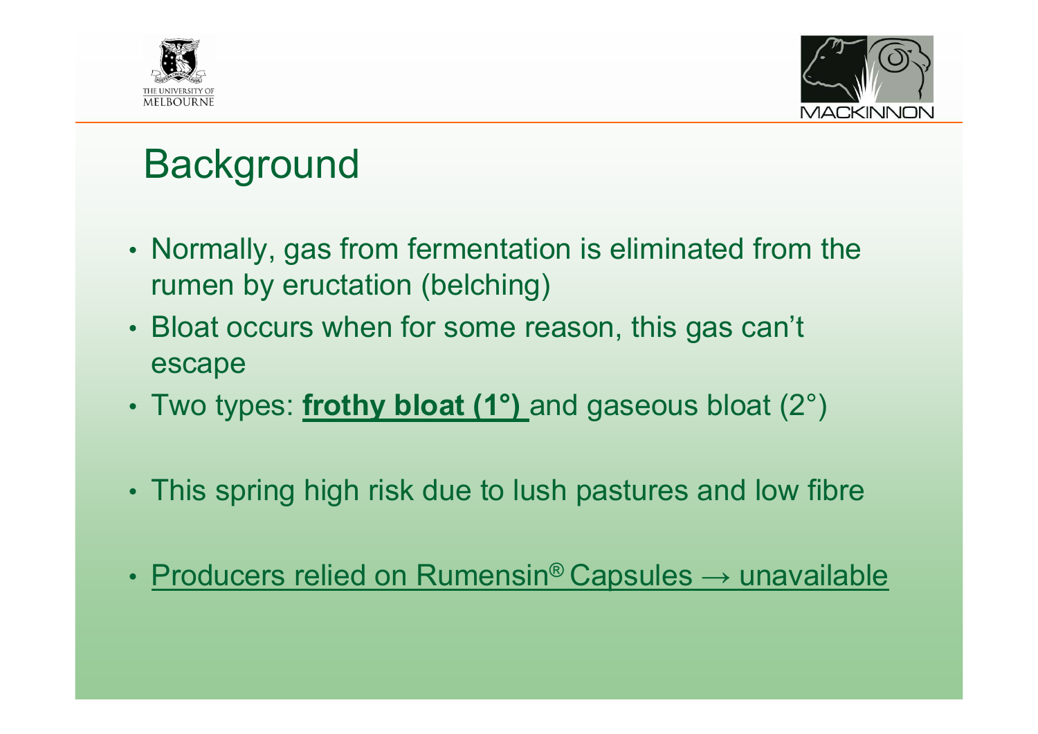# Background

- Normally, gas from fermentation is eliminated from the rumen by eructation (belching)
- Bloat occurs when for some reason, this gas can't escape
- Two types: **frothy bloat (1°)** and gaseous bloat (2°)
- This spring high risk due to lush pastures and low fibre
- Producers relied on Rumensin® Capsules → unavailable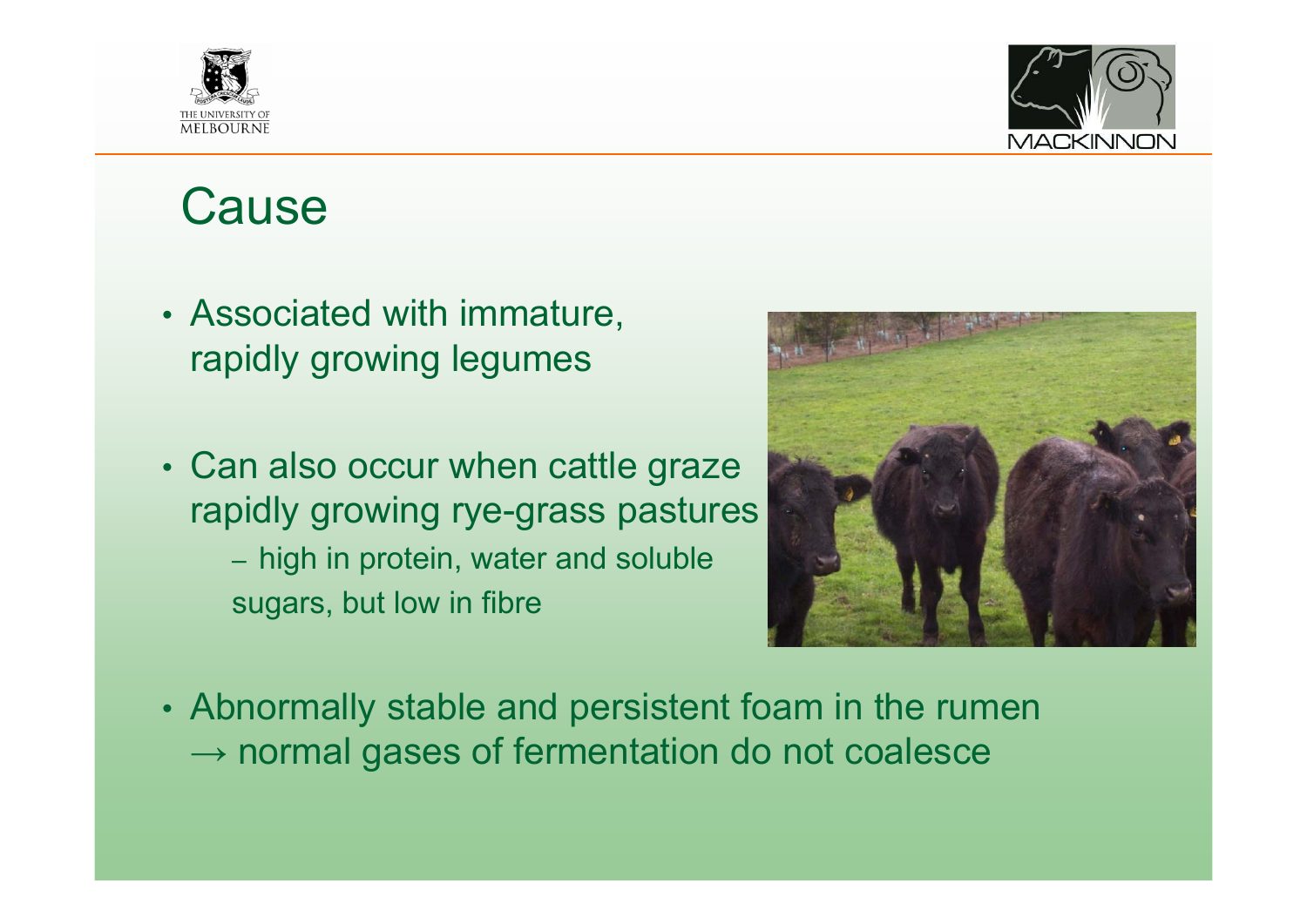# Cause

- Associated with immature, rapidly growing legumes
- Can also occur when cattle graze rapidly growing rye-grass pastures
  - high in protein, water and soluble sugars, but low in fibre
- Abnormally stable and persistent foam in the rumen → normal gases of fermentation do not coalesce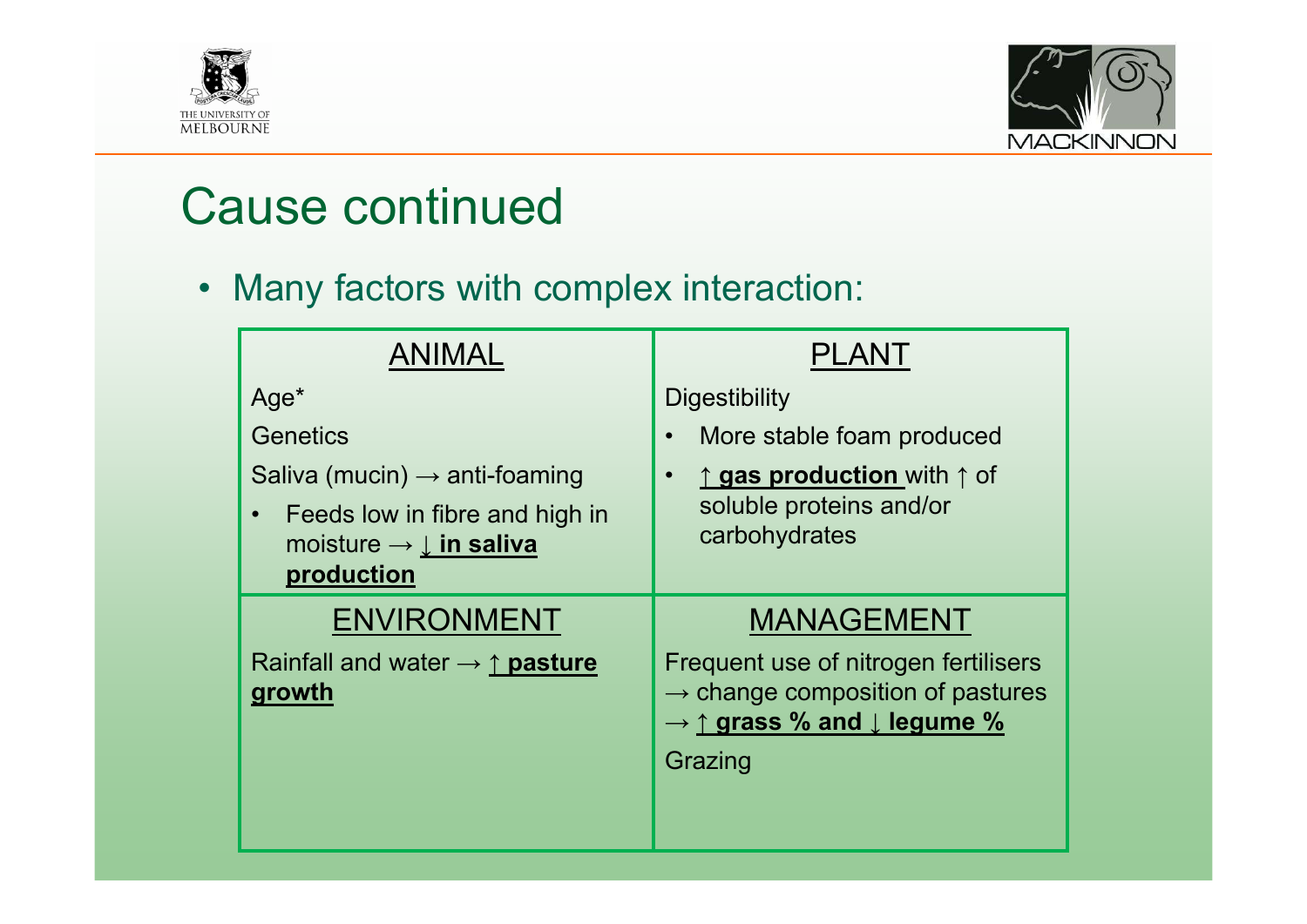# Cause continued

- Many factors with complex interaction:

| ANIMAL | PLANT |
|---|---|
| Age*<br>Genetics<br>Saliva (mucin) → anti-foaming<br>• Feeds low in fibre and high in moisture → **↓ in saliva production** | Digestibility<br>• More stable foam produced<br>• **↑ gas production** with ↑ of soluble proteins and/or carbohydrates |
| **ENVIRONMENT** | **MANAGEMENT** |
| Rainfall and water → **↑ pasture growth** | Frequent use of nitrogen fertilisers → change composition of pastures → **↑ grass % and ↓ legume %**<br>Grazing |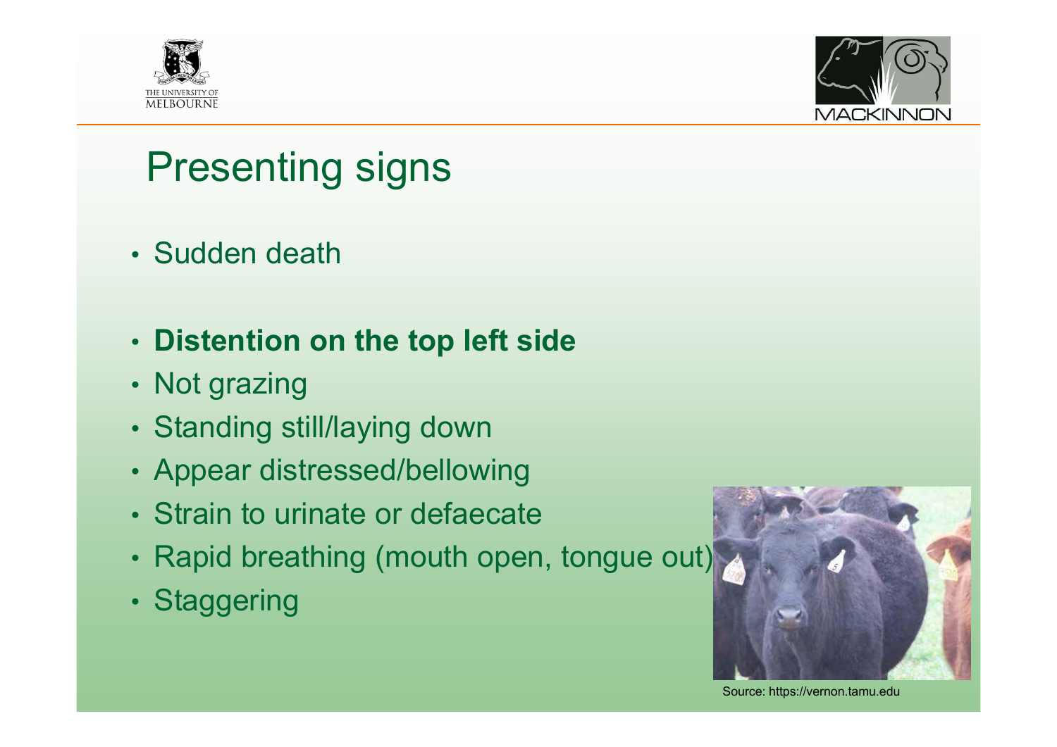# Presenting signs

- Sudden death

- **Distention on the top left side**
- Not grazing
- Standing still/laying down
- Appear distressed/bellowing
- Strain to urinate or defaecate
- Rapid breathing (mouth open, tongue out)
- Staggering

Source: https://vernon.tamu.edu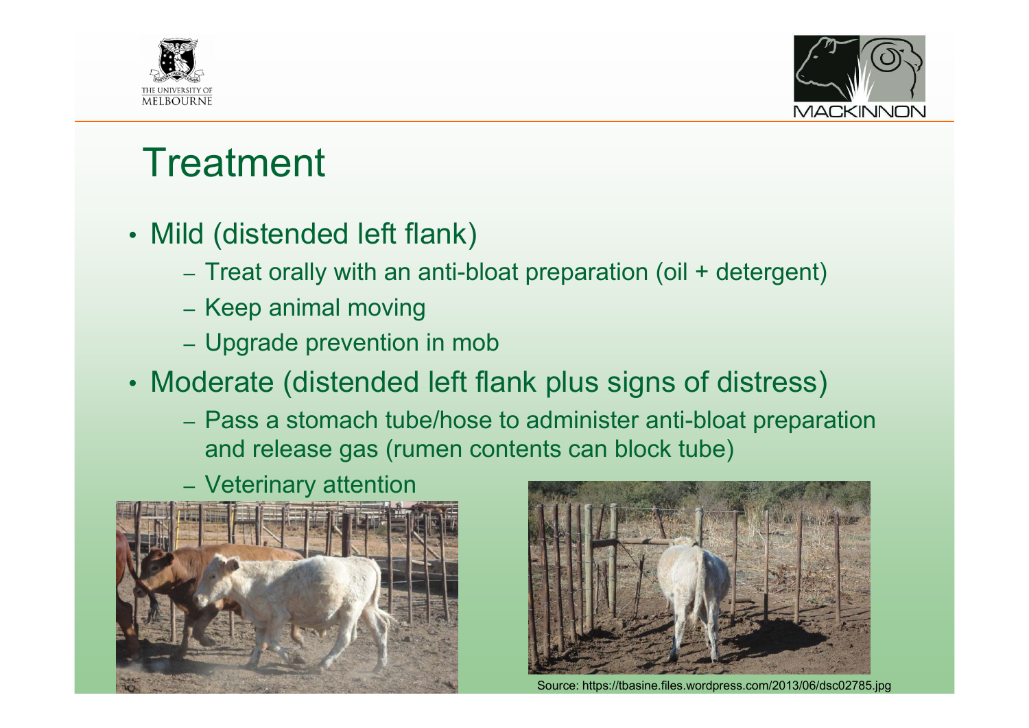# Treatment

- Mild (distended left flank)
  - Treat orally with an anti-bloat preparation (oil + detergent)
  - Keep animal moving
  - Upgrade prevention in mob
- Moderate (distended left flank plus signs of distress)
  - Pass a stomach tube/hose to administer anti-bloat preparation and release gas (rumen contents can block tube)
  - Veterinary attention

Source: https://tbasine.files.wordpress.com/2013/06/dsc02785.jpg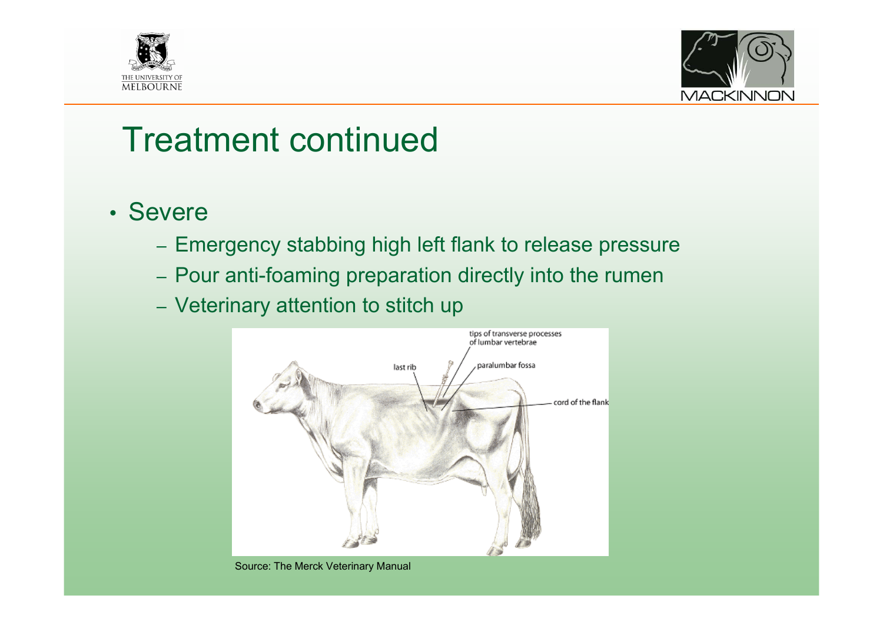# Treatment continued

- Severe
  - Emergency stabbing high left flank to release pressure
  - Pour anti-foaming preparation directly into the rumen
  - Veterinary attention to stitch up

Source: The Merck Veterinary Manual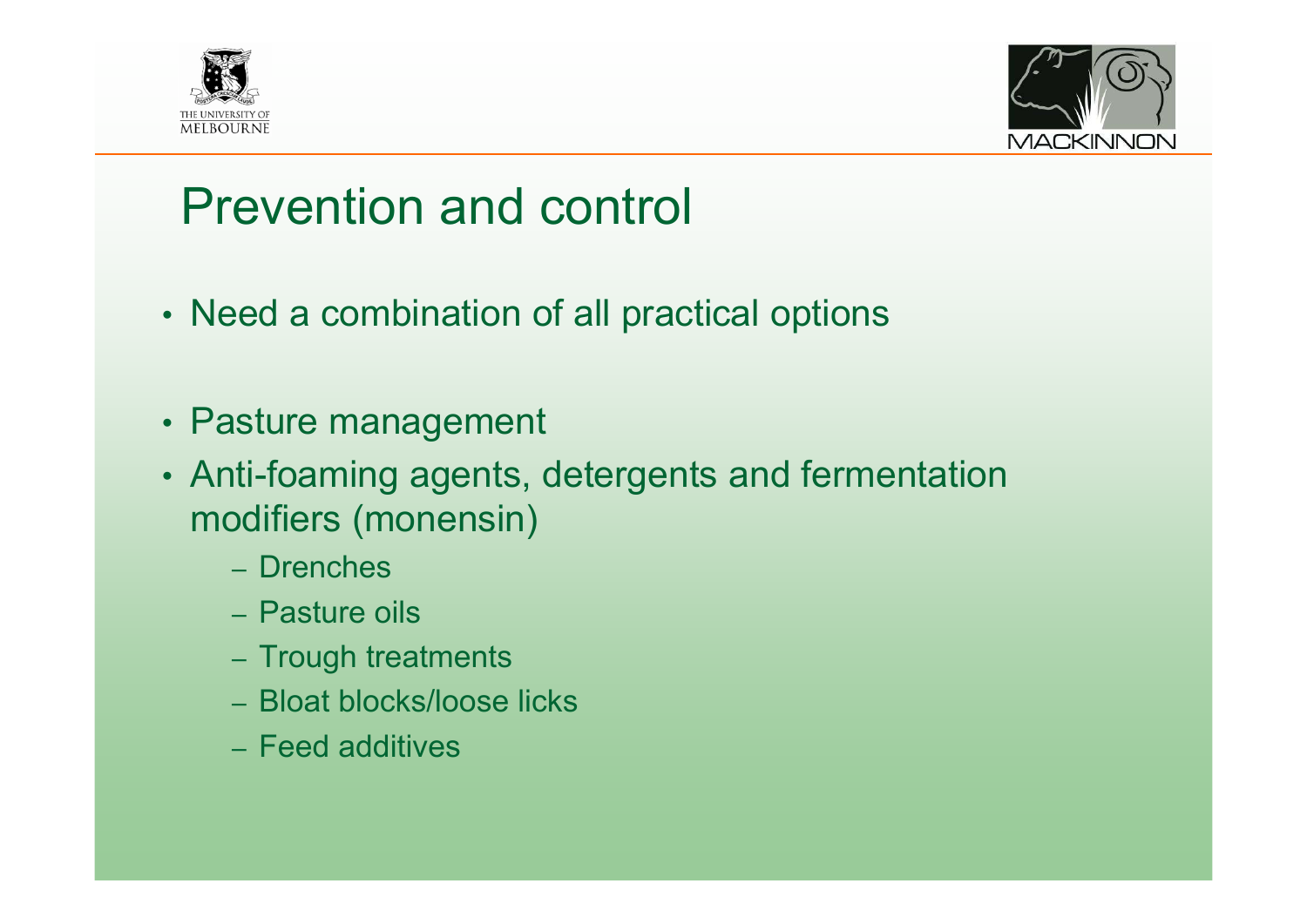# Prevention and control

- Need a combination of all practical options
- Pasture management
- Anti-foaming agents, detergents and fermentation modifiers (monensin)
  - Drenches
  - Pasture oils
  - Trough treatments
  - Bloat blocks/loose licks
  - Feed additives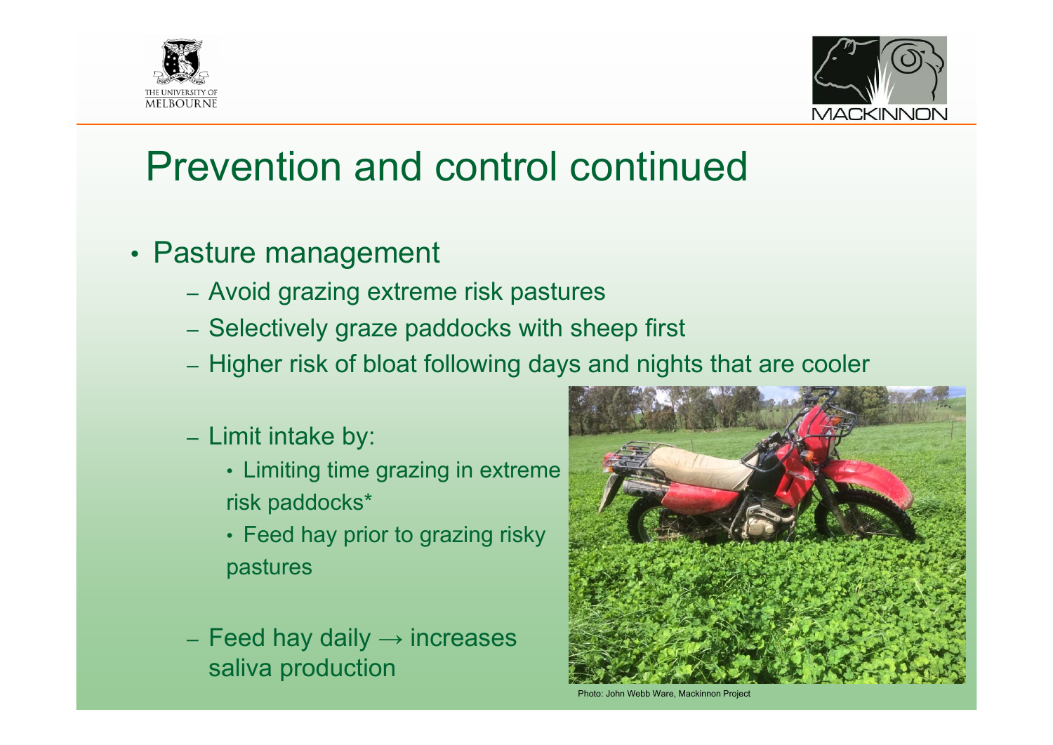# Prevention and control continued

- Pasture management
  - Avoid grazing extreme risk pastures
  - Selectively graze paddocks with sheep first
  - Higher risk of bloat following days and nights that are cooler
  - Limit intake by:
    - Limiting time grazing in extreme risk paddocks*
    - Feed hay prior to grazing risky pastures
  - Feed hay daily → increases saliva production

Photo: John Webb Ware, Mackinnon Project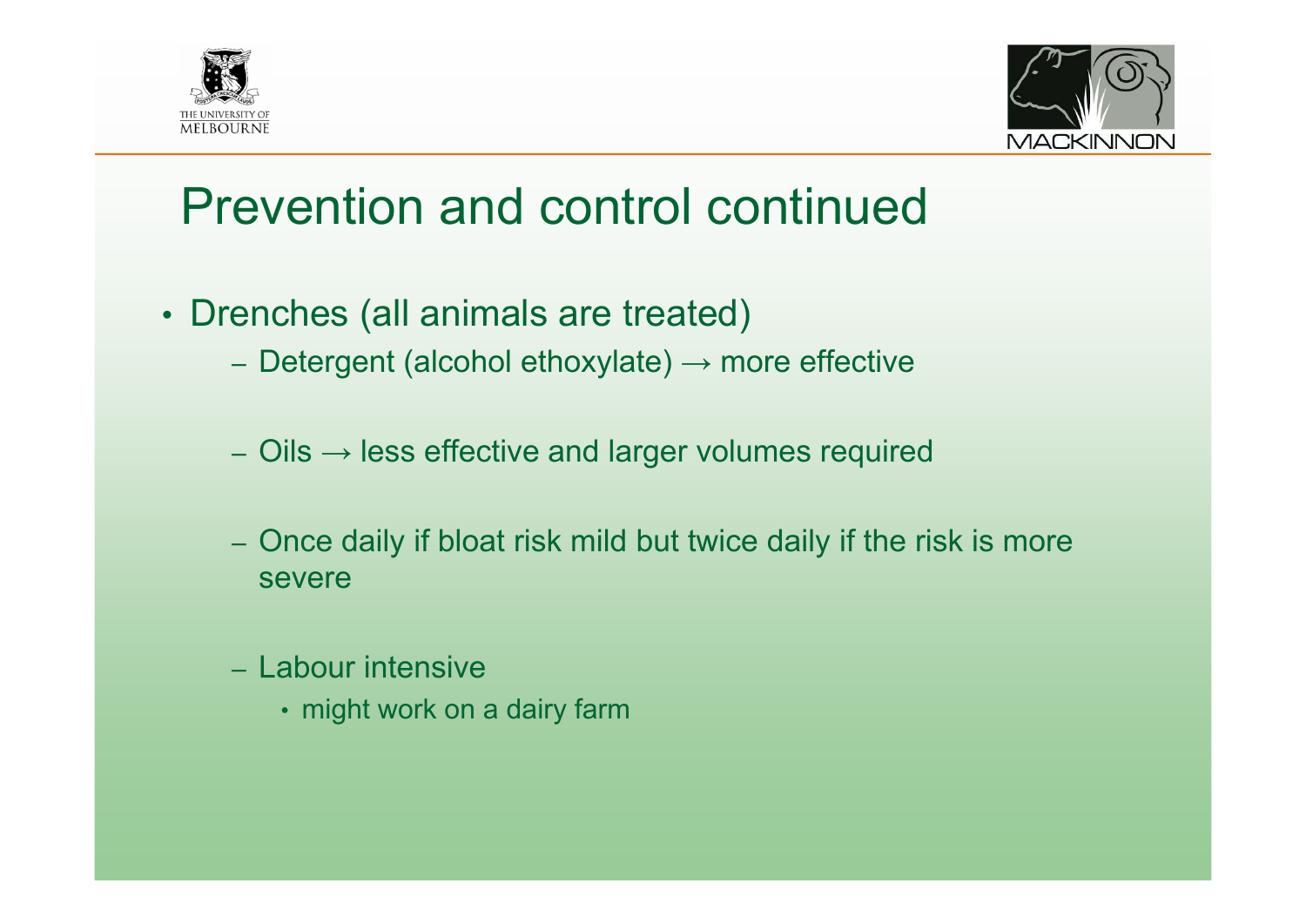# Prevention and control continued

- Drenches (all animals are treated)
  - Detergent (alcohol ethoxylate) → more effective
  - Oils → less effective and larger volumes required
  - Once daily if bloat risk mild but twice daily if the risk is more severe
  - Labour intensive
    - might work on a dairy farm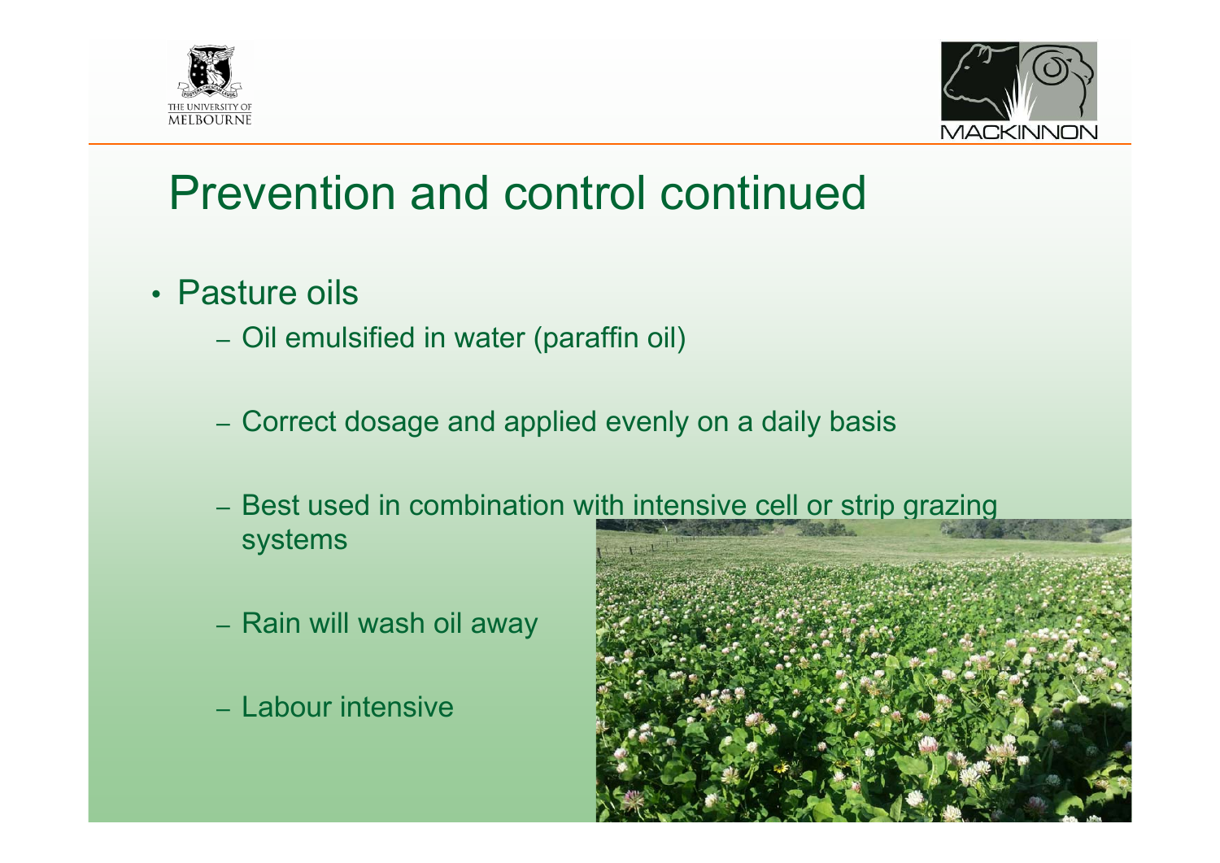# Prevention and control continued

- Pasture oils
  - Oil emulsified in water (paraffin oil)
  - Correct dosage and applied evenly on a daily basis
  - Best used in combination with intensive cell or strip grazing systems
  - Rain will wash oil away
  - Labour intensive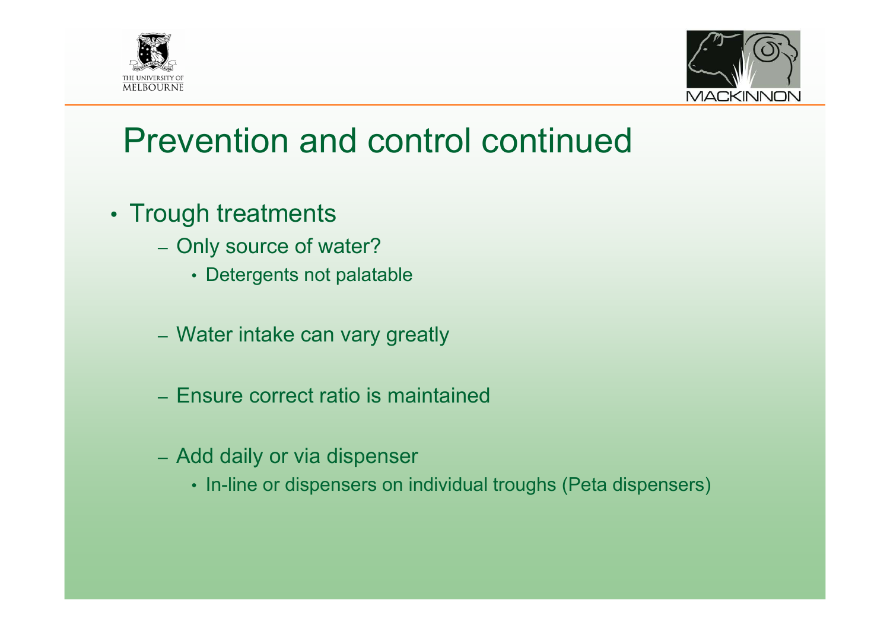# Prevention and control continued

- Trough treatments
  - Only source of water?
    - Detergents not palatable
  - Water intake can vary greatly
  - Ensure correct ratio is maintained
  - Add daily or via dispenser
    - In-line or dispensers on individual troughs (Peta dispensers)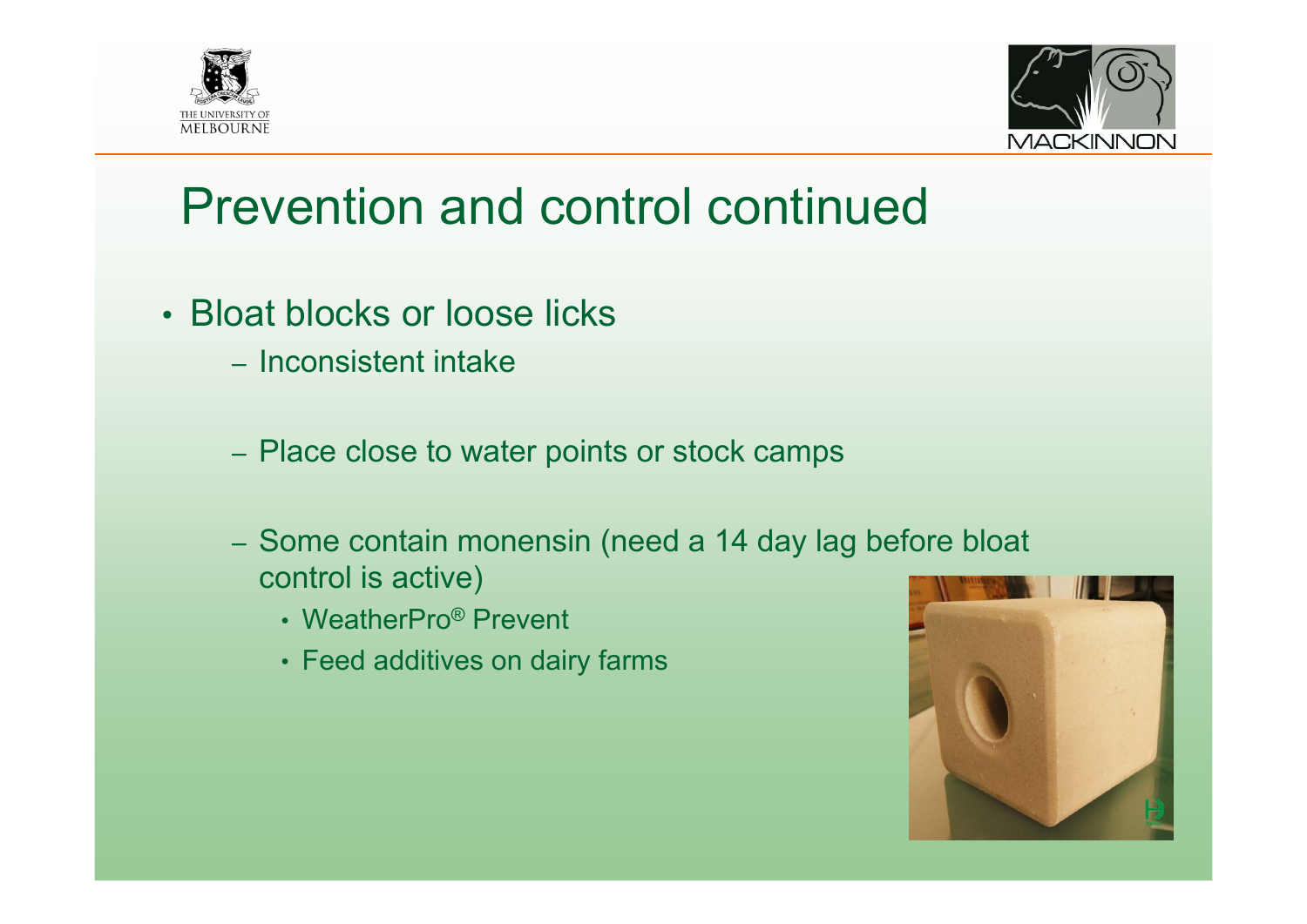# Prevention and control continued

- Bloat blocks or loose licks
  - Inconsistent intake
  - Place close to water points or stock camps
  - Some contain monensin (need a 14 day lag before bloat control is active)
    - WeatherPro® Prevent
    - Feed additives on dairy farms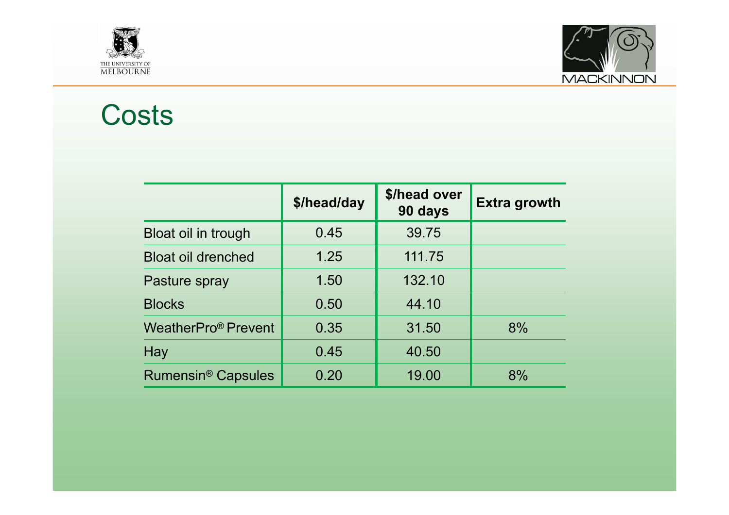# Costs

| | $/head/day | $/head over 90 days | Extra growth |
|---|---|---|---|
| Bloat oil in trough | 0.45 | 39.75 | |
| Bloat oil drenched | 1.25 | 111.75 | |
| Pasture spray | 1.50 | 132.10 | |
| Blocks | 0.50 | 44.10 | |
| WeatherPro® Prevent | 0.35 | 31.50 | 8% |
| Hay | 0.45 | 40.50 | |
| Rumensin® Capsules | 0.20 | 19.00 | 8% |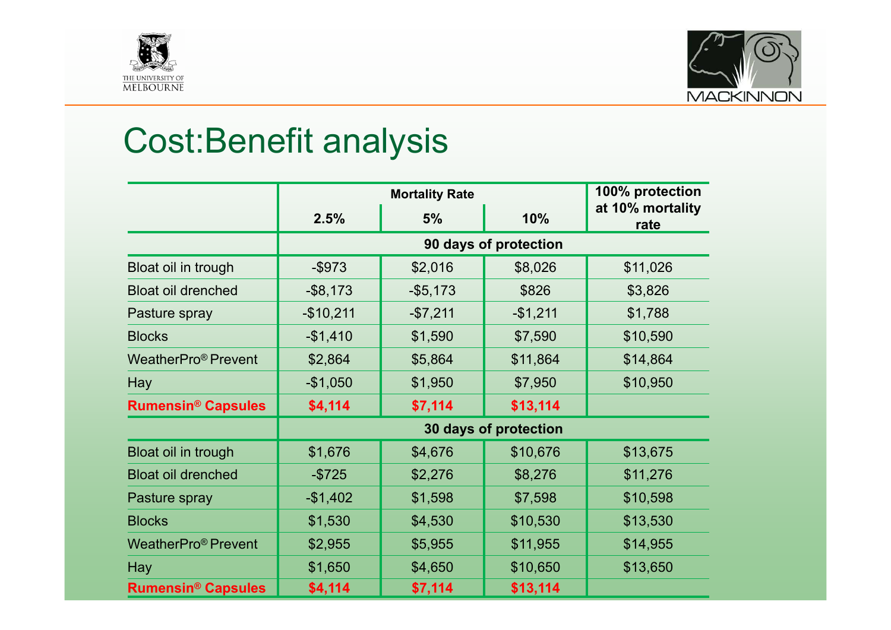# Cost:Benefit analysis

| | Mortality Rate | | | 100% protection at 10% mortality rate |
|---|---|---|---|---|
| | 2.5% | 5% | 10% | |
| | 90 days of protection | | | |
| Bloat oil in trough | -$973 | $2,016 | $8,026 | $11,026 |
| Bloat oil drenched | -$8,173 | -$5,173 | $826 | $3,826 |
| Pasture spray | -$10,211 | -$7,211 | -$1,211 | $1,788 |
| Blocks | -$1,410 | $1,590 | $7,590 | $10,590 |
| WeatherPro® Prevent | $2,864 | $5,864 | $11,864 | $14,864 |
| Hay | -$1,050 | $1,950 | $7,950 | $10,950 |
| **Rumensin® Capsules** | **$4,114** | **$7,114** | **$13,114** | |
| | 30 days of protection | | | |
| Bloat oil in trough | $1,676 | $4,676 | $10,676 | $13,675 |
| Bloat oil drenched | -$725 | $2,276 | $8,276 | $11,276 |
| Pasture spray | -$1,402 | $1,598 | $7,598 | $10,598 |
| Blocks | $1,530 | $4,530 | $10,530 | $13,530 |
| WeatherPro® Prevent | $2,955 | $5,955 | $11,955 | $14,955 |
| Hay | $1,650 | $4,650 | $10,650 | $13,650 |
| **Rumensin® Capsules** | **$4,114** | **$7,114** | **$13,114** | |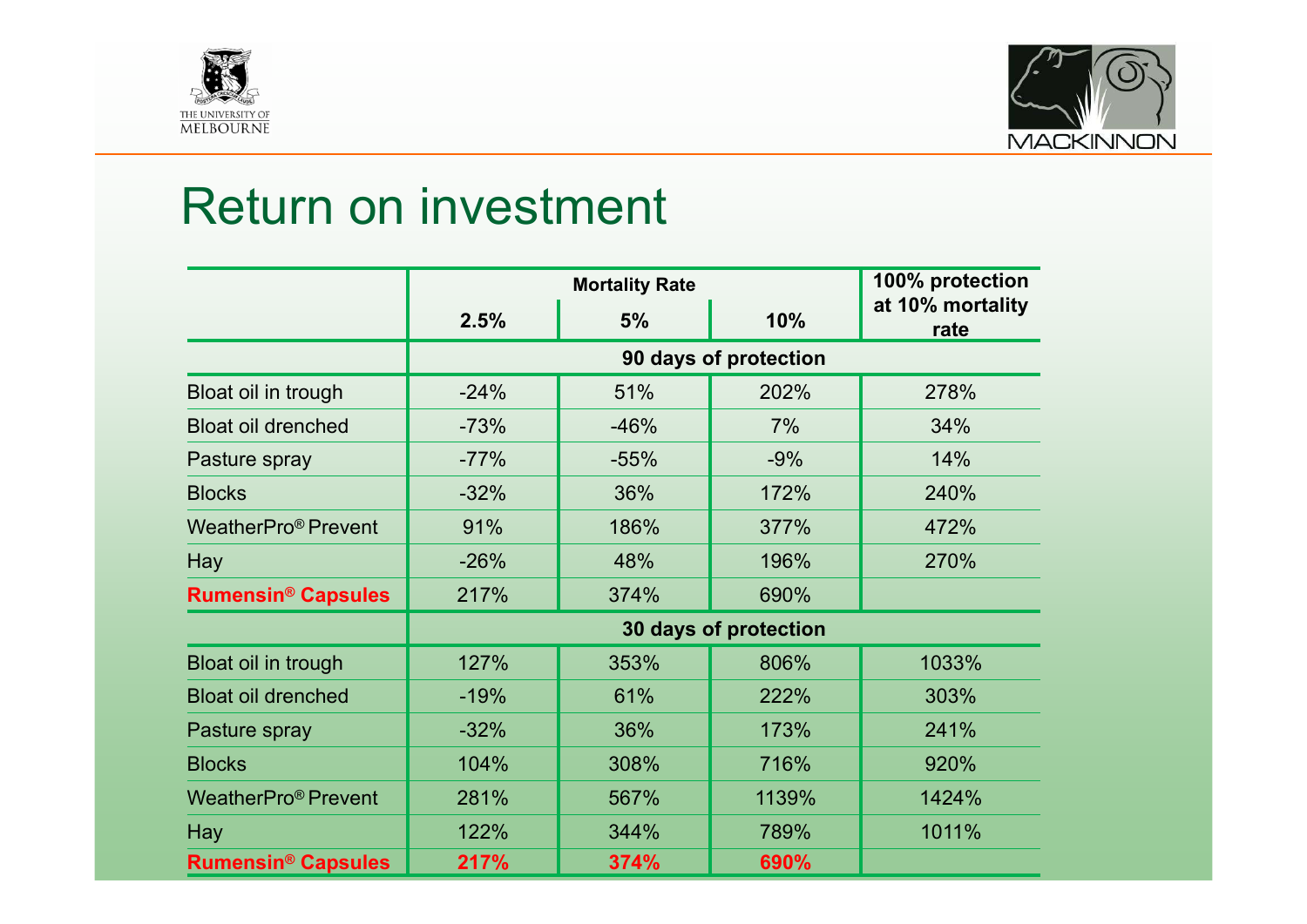# Return on investment

| | Mortality Rate | | | 100% protection at 10% mortality rate |
|---|---|---|---|---|
| | 2.5% | 5% | 10% | |
| | 90 days of protection | | | |
| Bloat oil in trough | -24% | 51% | 202% | 278% |
| Bloat oil drenched | -73% | -46% | 7% | 34% |
| Pasture spray | -77% | -55% | -9% | 14% |
| Blocks | -32% | 36% | 172% | 240% |
| WeatherPro® Prevent | 91% | 186% | 377% | 472% |
| Hay | -26% | 48% | 196% | 270% |
| **Rumensin® Capsules** | 217% | 374% | 690% | |
| | 30 days of protection | | | |
| Bloat oil in trough | 127% | 353% | 806% | 1033% |
| Bloat oil drenched | -19% | 61% | 222% | 303% |
| Pasture spray | -32% | 36% | 173% | 241% |
| Blocks | 104% | 308% | 716% | 920% |
| WeatherPro® Prevent | 281% | 567% | 1139% | 1424% |
| Hay | 122% | 344% | 789% | 1011% |
| **Rumensin® Capsules** | **217%** | **374%** | **690%** | |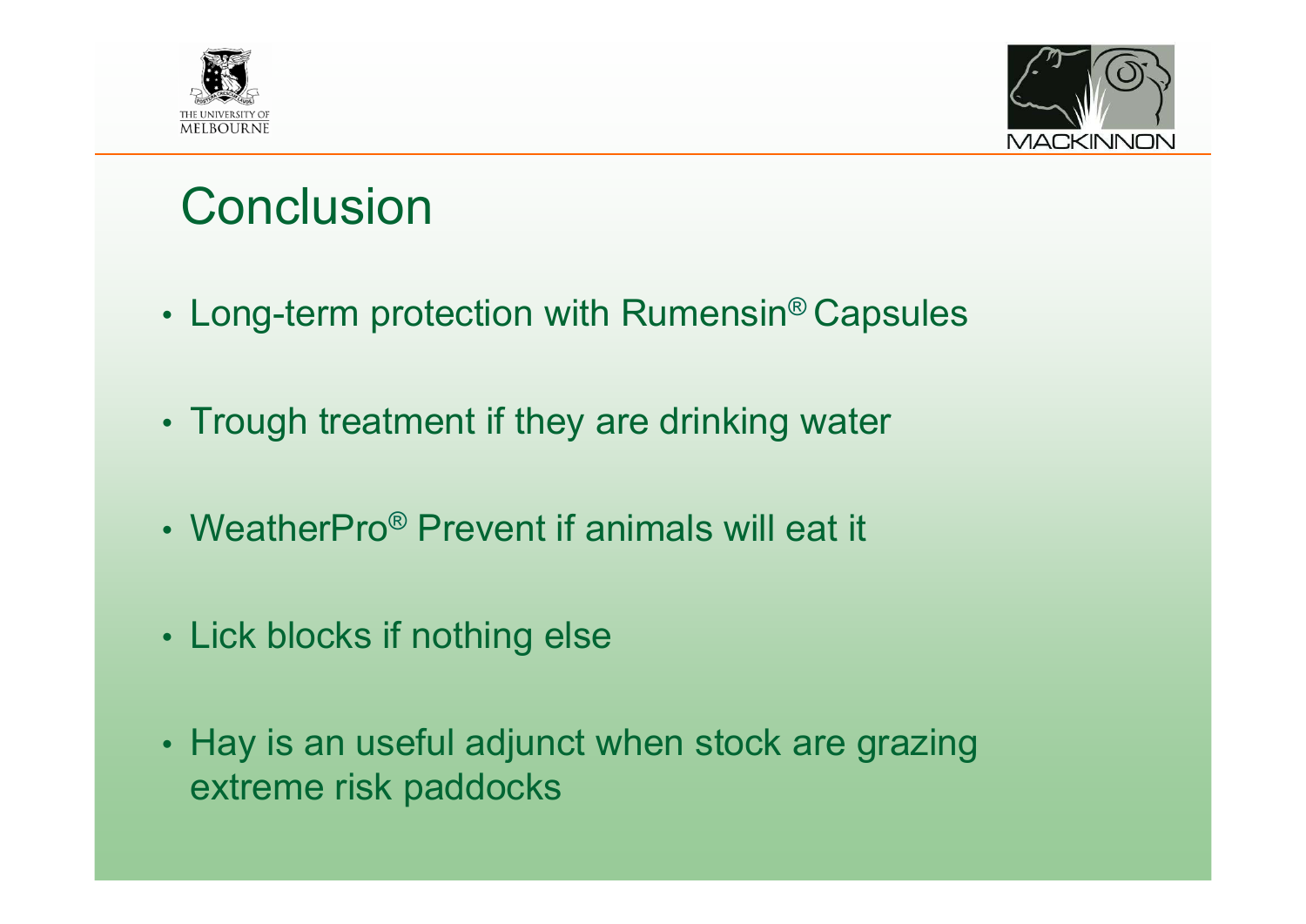# Conclusion

- Long-term protection with Rumensin® Capsules
- Trough treatment if they are drinking water
- WeatherPro® Prevent if animals will eat it
- Lick blocks if nothing else
- Hay is an useful adjunct when stock are grazing extreme risk paddocks